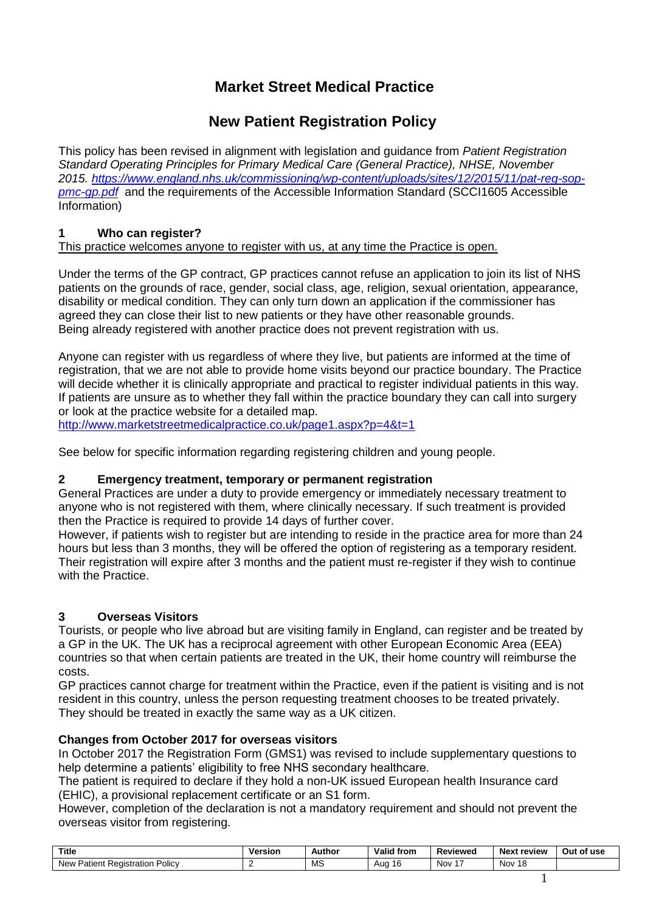# Market Street Medical Practice

## New Patient Registration Policy

This policy has been revised in alignment with legislation and guidance from *Patient Registration Standard Operating Principles for Primary Medical Care (General Practice), NHSE, November 2015.* [*https://www.england.nhs.uk/commissioning/wp-content/uploads/sites/12/2015/11/pat-reg-sop-pmc-gp.pdf*](https://www.england.nhs.uk/commissioning/wp-content/uploads/sites/12/2015/11/pat-reg-sop-pmc-gp.pdf) and the requirements of the Accessible Information Standard (SCCI1605 Accessible Information)

### 1 Who can register?

This practice welcomes anyone to register with us, at any time the Practice is open.

Under the terms of the GP contract, GP practices cannot refuse an application to join its list of NHS patients on the grounds of race, gender, social class, age, religion, sexual orientation, appearance, disability or medical condition. They can only turn down an application if the commissioner has agreed they can close their list to new patients or they have other reasonable grounds.
Being already registered with another practice does not prevent registration with us.

Anyone can register with us regardless of where they live, but patients are informed at the time of registration, that we are not able to provide home visits beyond our practice boundary. The Practice will decide whether it is clinically appropriate and practical to register individual patients in this way. If patients are unsure as to whether they fall within the practice boundary they can call into surgery or look at the practice website for a detailed map.
[http://www.marketstreetmedicalpractice.co.uk/page1.aspx?p=4&t=1](http://www.marketstreetmedicalpractice.co.uk/page1.aspx?p=4&t=1)

See below for specific information regarding registering children and young people.

### 2 Emergency treatment, temporary or permanent registration

General Practices are under a duty to provide emergency or immediately necessary treatment to anyone who is not registered with them, where clinically necessary. If such treatment is provided then the Practice is required to provide 14 days of further cover.
However, if patients wish to register but are intending to reside in the practice area for more than 24 hours but less than 3 months, they will be offered the option of registering as a temporary resident. Their registration will expire after 3 months and the patient must re-register if they wish to continue with the Practice.

### 3 Overseas Visitors

Tourists, or people who live abroad but are visiting family in England, can register and be treated by a GP in the UK. The UK has a reciprocal agreement with other European Economic Area (EEA) countries so that when certain patients are treated in the UK, their home country will reimburse the costs.
GP practices cannot charge for treatment within the Practice, even if the patient is visiting and is not resident in this country, unless the person requesting treatment chooses to be treated privately. They should be treated in exactly the same way as a UK citizen.

**Changes from October 2017 for overseas visitors**

In October 2017 the Registration Form (GMS1) was revised to include supplementary questions to help determine a patients' eligibility to free NHS secondary healthcare.
The patient is required to declare if they hold a non-UK issued European health Insurance card (EHIC), a provisional replacement certificate or an S1 form.
However, completion of the declaration is not a mandatory requirement and should not prevent the overseas visitor from registering.

| Title | Version | Author | Valid from | Reviewed | Next review | Out of use |
| --- | --- | --- | --- | --- | --- | --- |
| New Patient Registration Policy | 2 | MS | Aug 16 | Nov 17 | Nov 18 | |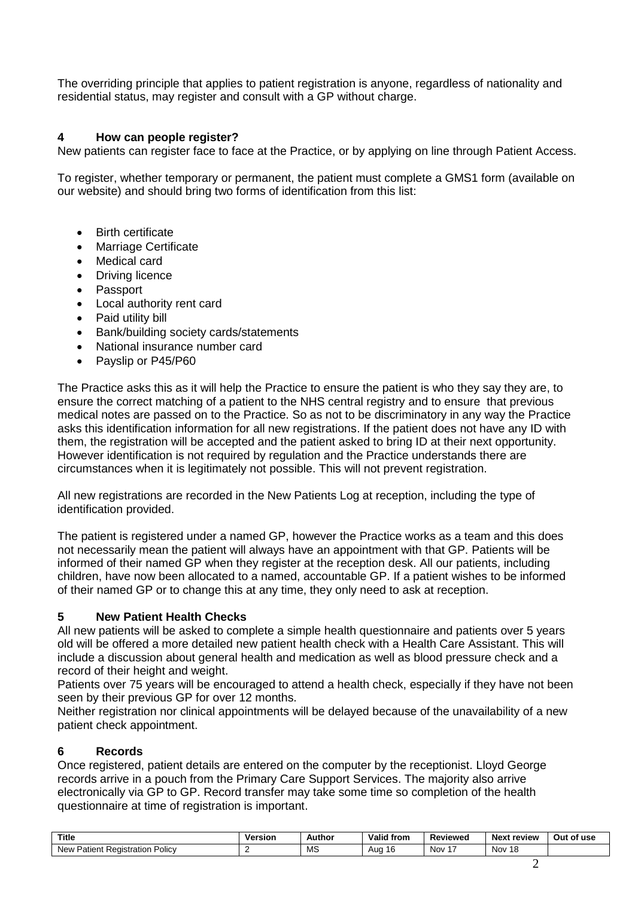The overriding principle that applies to patient registration is anyone, regardless of nationality and residential status, may register and consult with a GP without charge.

## 4 How can people register?

New patients can register face to face at the Practice, or by applying on line through Patient Access.

To register, whether temporary or permanent, the patient must complete a GMS1 form (available on our website) and should bring two forms of identification from this list:

- Birth certificate
- Marriage Certificate
- Medical card
- Driving licence
- Passport
- Local authority rent card
- Paid utility bill
- Bank/building society cards/statements
- National insurance number card
- Payslip or P45/P60

The Practice asks this as it will help the Practice to ensure the patient is who they say they are, to ensure the correct matching of a patient to the NHS central registry and to ensure that previous medical notes are passed on to the Practice. So as not to be discriminatory in any way the Practice asks this identification information for all new registrations. If the patient does not have any ID with them, the registration will be accepted and the patient asked to bring ID at their next opportunity. However identification is not required by regulation and the Practice understands there are circumstances when it is legitimately not possible. This will not prevent registration.

All new registrations are recorded in the New Patients Log at reception, including the type of identification provided.

The patient is registered under a named GP, however the Practice works as a team and this does not necessarily mean the patient will always have an appointment with that GP. Patients will be informed of their named GP when they register at the reception desk. All our patients, including children, have now been allocated to a named, accountable GP. If a patient wishes to be informed of their named GP or to change this at any time, they only need to ask at reception.

## 5 New Patient Health Checks

All new patients will be asked to complete a simple health questionnaire and patients over 5 years old will be offered a more detailed new patient health check with a Health Care Assistant. This will include a discussion about general health and medication as well as blood pressure check and a record of their height and weight.

Patients over 75 years will be encouraged to attend a health check, especially if they have not been seen by their previous GP for over 12 months.

Neither registration nor clinical appointments will be delayed because of the unavailability of a new patient check appointment.

## 6 Records

Once registered, patient details are entered on the computer by the receptionist. Lloyd George records arrive in a pouch from the Primary Care Support Services. The majority also arrive electronically via GP to GP. Record transfer may take some time so completion of the health questionnaire at time of registration is important.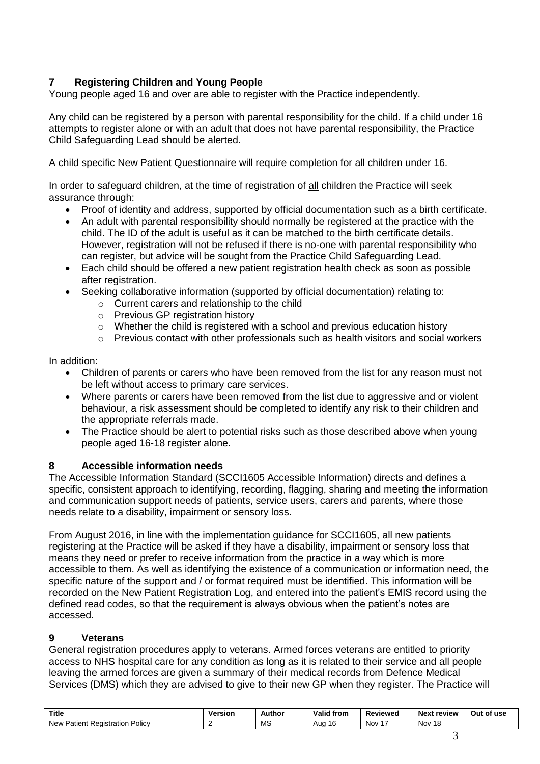## 7 Registering Children and Young People

Young people aged 16 and over are able to register with the Practice independently.

Any child can be registered by a person with parental responsibility for the child. If a child under 16 attempts to register alone or with an adult that does not have parental responsibility, the Practice Child Safeguarding Lead should be alerted.

A child specific New Patient Questionnaire will require completion for all children under 16.

In order to safeguard children, at the time of registration of <u>all</u> children the Practice will seek assurance through:

- Proof of identity and address, supported by official documentation such as a birth certificate.
- An adult with parental responsibility should normally be registered at the practice with the child. The ID of the adult is useful as it can be matched to the birth certificate details. However, registration will not be refused if there is no-one with parental responsibility who can register, but advice will be sought from the Practice Child Safeguarding Lead.
- Each child should be offered a new patient registration health check as soon as possible after registration.
- Seeking collaborative information (supported by official documentation) relating to:
  - Current carers and relationship to the child
  - Previous GP registration history
  - Whether the child is registered with a school and previous education history
  - Previous contact with other professionals such as health visitors and social workers

In addition:

- Children of parents or carers who have been removed from the list for any reason must not be left without access to primary care services.
- Where parents or carers have been removed from the list due to aggressive and or violent behaviour, a risk assessment should be completed to identify any risk to their children and the appropriate referrals made.
- The Practice should be alert to potential risks such as those described above when young people aged 16-18 register alone.

## 8 Accessible information needs

The Accessible Information Standard (SCCI1605 Accessible Information) directs and defines a specific, consistent approach to identifying, recording, flagging, sharing and meeting the information and communication support needs of patients, service users, carers and parents, where those needs relate to a disability, impairment or sensory loss.

From August 2016, in line with the implementation guidance for SCCI1605, all new patients registering at the Practice will be asked if they have a disability, impairment or sensory loss that means they need or prefer to receive information from the practice in a way which is more accessible to them. As well as identifying the existence of a communication or information need, the specific nature of the support and / or format required must be identified. This information will be recorded on the New Patient Registration Log, and entered into the patient's EMIS record using the defined read codes, so that the requirement is always obvious when the patient's notes are accessed.

## 9 Veterans

General registration procedures apply to veterans. Armed forces veterans are entitled to priority access to NHS hospital care for any condition as long as it is related to their service and all people leaving the armed forces are given a summary of their medical records from Defence Medical Services (DMS) which they are advised to give to their new GP when they register. The Practice will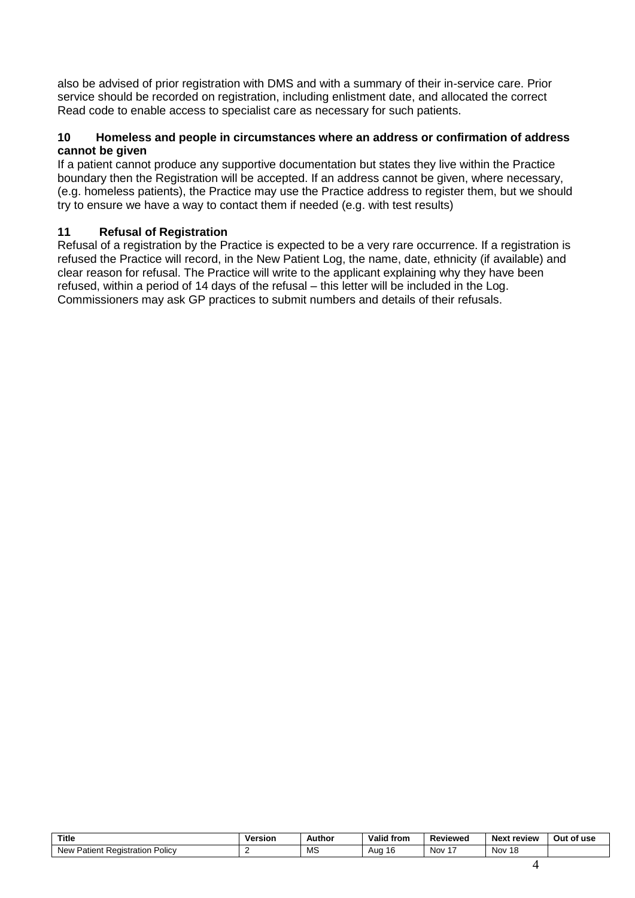also be advised of prior registration with DMS and with a summary of their in-service care. Prior service should be recorded on registration, including enlistment date, and allocated the correct Read code to enable access to specialist care as necessary for such patients.

## 10 Homeless and people in circumstances where an address or confirmation of address cannot be given

If a patient cannot produce any supportive documentation but states they live within the Practice boundary then the Registration will be accepted. If an address cannot be given, where necessary, (e.g. homeless patients), the Practice may use the Practice address to register them, but we should try to ensure we have a way to contact them if needed (e.g. with test results)

## 11 Refusal of Registration

Refusal of a registration by the Practice is expected to be a very rare occurrence. If a registration is refused the Practice will record, in the New Patient Log, the name, date, ethnicity (if available) and clear reason for refusal. The Practice will write to the applicant explaining why they have been refused, within a period of 14 days of the refusal – this letter will be included in the Log. Commissioners may ask GP practices to submit numbers and details of their refusals.